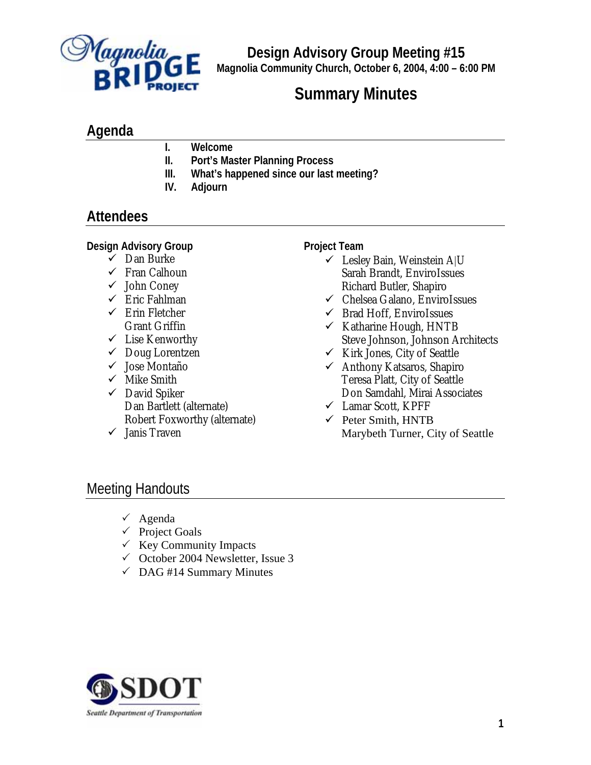# Design Advisory Group Meeting #15

**Magnolia Community Church, October 6, 2004, 4:00 – 6:00 PM**

## Summary Minutes

## Agenda

I. **Welcome**
II. **Port's Master Planning Process**
III. **What's happened since our last meeting?**
IV. **Adjourn**

## Attendees

**Design Advisory Group**

- ✓ Dan Burke
- ✓ Fran Calhoun
- ✓ John Coney
- ✓ Eric Fahlman
- ✓ Erin Fletcher
- Grant Griffin
- ✓ Lise Kenworthy
- ✓ Doug Lorentzen
- ✓ Jose Montaño
- ✓ Mike Smith
- ✓ David Spiker
- Dan Bartlett (alternate)
- Robert Foxworthy (alternate)
- ✓ Janis Traven

**Project Team**

- ✓ Lesley Bain, Weinstein A|U
- Sarah Brandt, EnviroIssues
- Richard Butler, Shapiro
- ✓ Chelsea Galano, EnviroIssues
- ✓ Brad Hoff, EnviroIssues
- ✓ Katharine Hough, HNTB
- Steve Johnson, Johnson Architects
- ✓ Kirk Jones, City of Seattle
- ✓ Anthony Katsaros, Shapiro
- Teresa Platt, City of Seattle
- Don Samdahl, Mirai Associates
- ✓ Lamar Scott, KPFF
- ✓ Peter Smith, HNTB
- Marybeth Turner, City of Seattle

## Meeting Handouts

- ✓ Agenda
- ✓ Project Goals
- ✓ Key Community Impacts
- ✓ October 2004 Newsletter, Issue 3
- ✓ DAG #14 Summary Minutes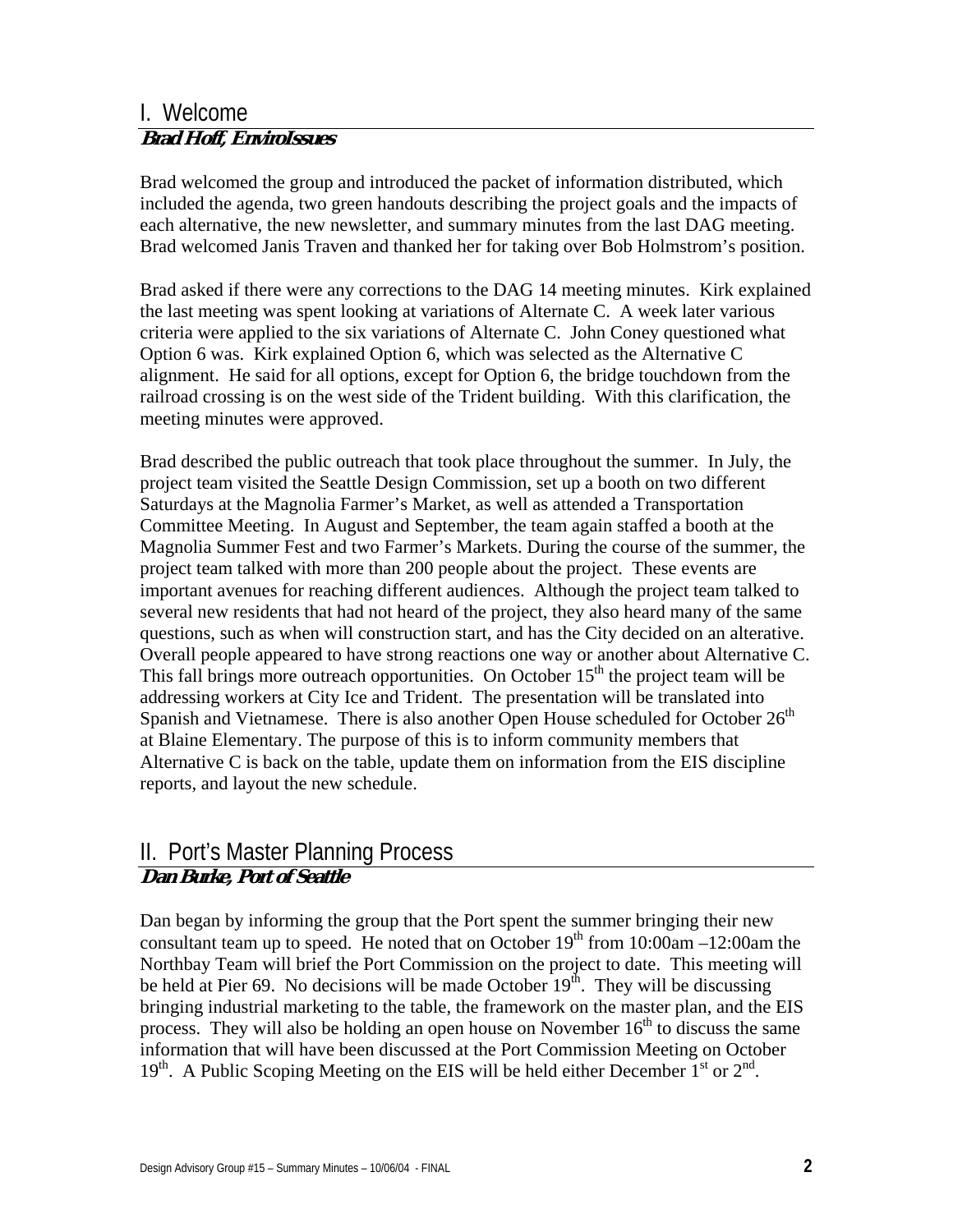## I. Welcome

***Brad Hoff, EnviroIssues***

Brad welcomed the group and introduced the packet of information distributed, which included the agenda, two green handouts describing the project goals and the impacts of each alternative, the new newsletter, and summary minutes from the last DAG meeting. Brad welcomed Janis Traven and thanked her for taking over Bob Holmstrom's position.

Brad asked if there were any corrections to the DAG 14 meeting minutes. Kirk explained the last meeting was spent looking at variations of Alternate C. A week later various criteria were applied to the six variations of Alternate C. John Coney questioned what Option 6 was. Kirk explained Option 6, which was selected as the Alternative C alignment. He said for all options, except for Option 6, the bridge touchdown from the railroad crossing is on the west side of the Trident building. With this clarification, the meeting minutes were approved.

Brad described the public outreach that took place throughout the summer. In July, the project team visited the Seattle Design Commission, set up a booth on two different Saturdays at the Magnolia Farmer's Market, as well as attended a Transportation Committee Meeting. In August and September, the team again staffed a booth at the Magnolia Summer Fest and two Farmer's Markets. During the course of the summer, the project team talked with more than 200 people about the project. These events are important avenues for reaching different audiences. Although the project team talked to several new residents that had not heard of the project, they also heard many of the same questions, such as when will construction start, and has the City decided on an alterative. Overall people appeared to have strong reactions one way or another about Alternative C. This fall brings more outreach opportunities. On October 15th the project team will be addressing workers at City Ice and Trident. The presentation will be translated into Spanish and Vietnamese. There is also another Open House scheduled for October 26th at Blaine Elementary. The purpose of this is to inform community members that Alternative C is back on the table, update them on information from the EIS discipline reports, and layout the new schedule.

## II. Port's Master Planning Process

***Dan Burke, Port of Seattle***

Dan began by informing the group that the Port spent the summer bringing their new consultant team up to speed. He noted that on October 19th from 10:00am –12:00am the Northbay Team will brief the Port Commission on the project to date. This meeting will be held at Pier 69. No decisions will be made October 19th. They will be discussing bringing industrial marketing to the table, the framework on the master plan, and the EIS process. They will also be holding an open house on November 16th to discuss the same information that will have been discussed at the Port Commission Meeting on October 19th. A Public Scoping Meeting on the EIS will be held either December 1st or 2nd.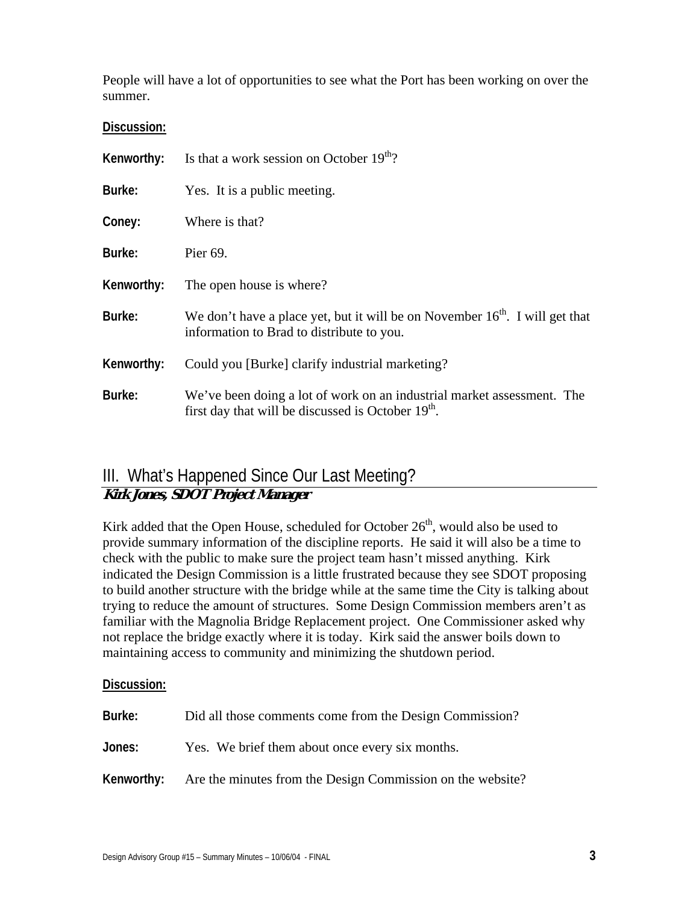People will have a lot of opportunities to see what the Port has been working on over the summer.

**Discussion:**

**Kenworthy:** Is that a work session on October 19th?

**Burke:** Yes. It is a public meeting.

**Coney:** Where is that?

**Burke:** Pier 69.

**Kenworthy:** The open house is where?

**Burke:** We don't have a place yet, but it will be on November 16th. I will get that information to Brad to distribute to you.

**Kenworthy:** Could you [Burke] clarify industrial marketing?

**Burke:** We've been doing a lot of work on an industrial market assessment. The first day that will be discussed is October 19th.

## III. What's Happened Since Our Last Meeting?

***Kirk Jones, SDOT Project Manager***

Kirk added that the Open House, scheduled for October 26th, would also be used to provide summary information of the discipline reports. He said it will also be a time to check with the public to make sure the project team hasn't missed anything. Kirk indicated the Design Commission is a little frustrated because they see SDOT proposing to build another structure with the bridge while at the same time the City is talking about trying to reduce the amount of structures. Some Design Commission members aren't as familiar with the Magnolia Bridge Replacement project. One Commissioner asked why not replace the bridge exactly where it is today. Kirk said the answer boils down to maintaining access to community and minimizing the shutdown period.

**Discussion:**

**Burke:** Did all those comments come from the Design Commission?

**Jones:** Yes. We brief them about once every six months.

**Kenworthy:** Are the minutes from the Design Commission on the website?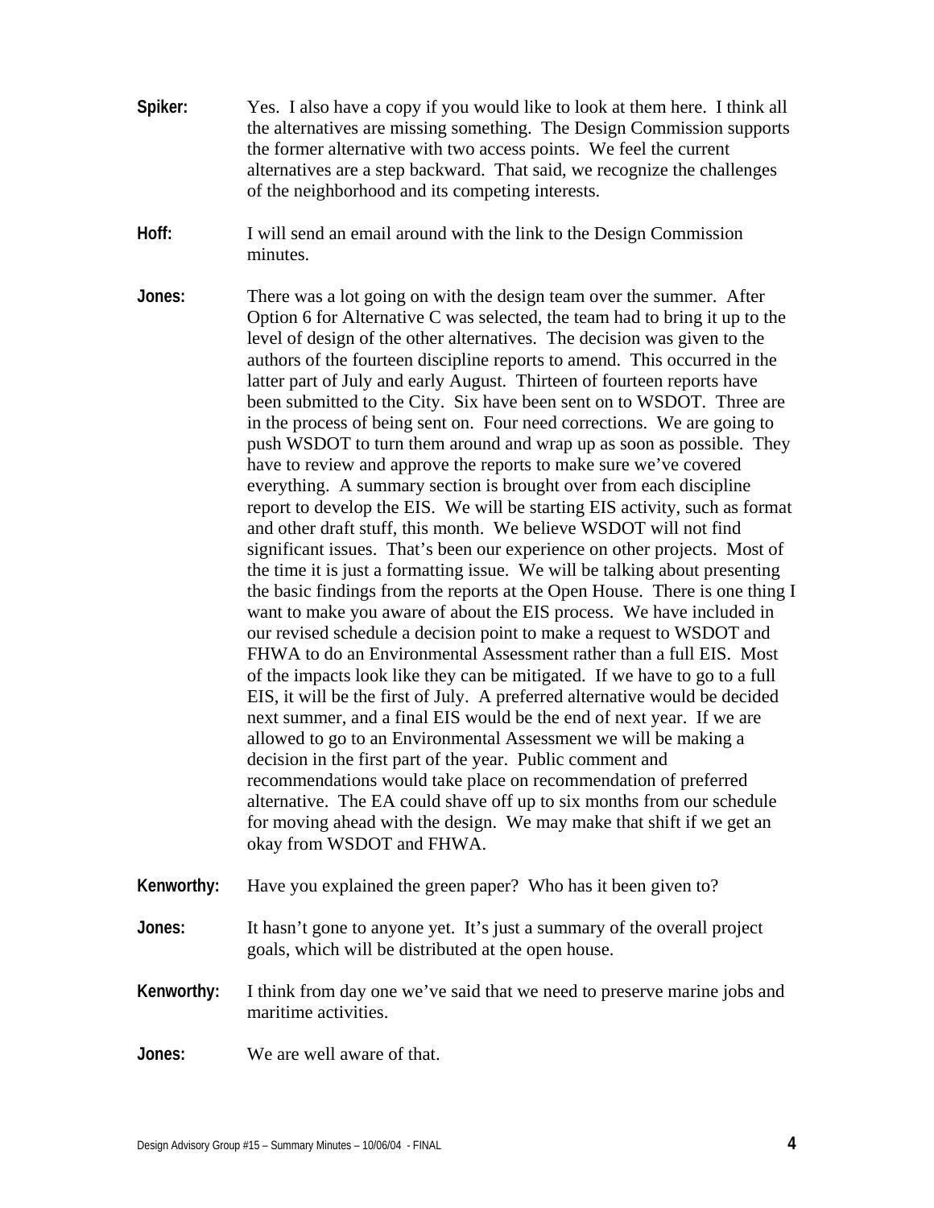**Spiker:** Yes. I also have a copy if you would like to look at them here. I think all the alternatives are missing something. The Design Commission supports the former alternative with two access points. We feel the current alternatives are a step backward. That said, we recognize the challenges of the neighborhood and its competing interests.

**Hoff:** I will send an email around with the link to the Design Commission minutes.

**Jones:** There was a lot going on with the design team over the summer. After Option 6 for Alternative C was selected, the team had to bring it up to the level of design of the other alternatives. The decision was given to the authors of the fourteen discipline reports to amend. This occurred in the latter part of July and early August. Thirteen of fourteen reports have been submitted to the City. Six have been sent on to WSDOT. Three are in the process of being sent on. Four need corrections. We are going to push WSDOT to turn them around and wrap up as soon as possible. They have to review and approve the reports to make sure we've covered everything. A summary section is brought over from each discipline report to develop the EIS. We will be starting EIS activity, such as format and other draft stuff, this month. We believe WSDOT will not find significant issues. That's been our experience on other projects. Most of the time it is just a formatting issue. We will be talking about presenting the basic findings from the reports at the Open House. There is one thing I want to make you aware of about the EIS process. We have included in our revised schedule a decision point to make a request to WSDOT and FHWA to do an Environmental Assessment rather than a full EIS. Most of the impacts look like they can be mitigated. If we have to go to a full EIS, it will be the first of July. A preferred alternative would be decided next summer, and a final EIS would be the end of next year. If we are allowed to go to an Environmental Assessment we will be making a decision in the first part of the year. Public comment and recommendations would take place on recommendation of preferred alternative. The EA could shave off up to six months from our schedule for moving ahead with the design. We may make that shift if we get an okay from WSDOT and FHWA.

**Kenworthy:** Have you explained the green paper? Who has it been given to?

**Jones:** It hasn't gone to anyone yet. It's just a summary of the overall project goals, which will be distributed at the open house.

**Kenworthy:** I think from day one we've said that we need to preserve marine jobs and maritime activities.

**Jones:** We are well aware of that.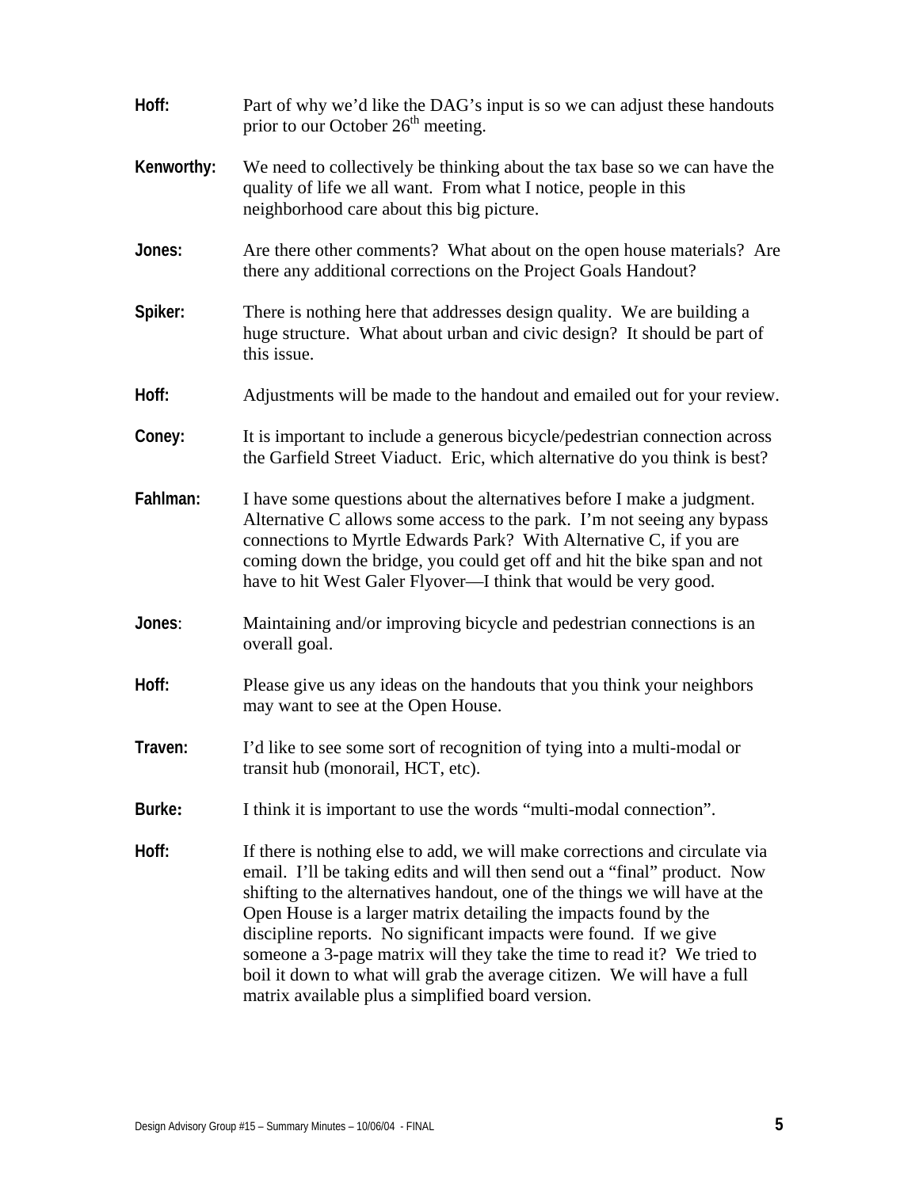**Hoff:** Part of why we'd like the DAG's input is so we can adjust these handouts prior to our October 26th meeting.

**Kenworthy:** We need to collectively be thinking about the tax base so we can have the quality of life we all want. From what I notice, people in this neighborhood care about this big picture.

**Jones:** Are there other comments? What about on the open house materials? Are there any additional corrections on the Project Goals Handout?

**Spiker:** There is nothing here that addresses design quality. We are building a huge structure. What about urban and civic design? It should be part of this issue.

**Hoff:** Adjustments will be made to the handout and emailed out for your review.

**Coney:** It is important to include a generous bicycle/pedestrian connection across the Garfield Street Viaduct. Eric, which alternative do you think is best?

**Fahlman:** I have some questions about the alternatives before I make a judgment. Alternative C allows some access to the park. I'm not seeing any bypass connections to Myrtle Edwards Park? With Alternative C, if you are coming down the bridge, you could get off and hit the bike span and not have to hit West Galer Flyover—I think that would be very good.

**Jones**: Maintaining and/or improving bicycle and pedestrian connections is an overall goal.

**Hoff:** Please give us any ideas on the handouts that you think your neighbors may want to see at the Open House.

**Traven:** I'd like to see some sort of recognition of tying into a multi-modal or transit hub (monorail, HCT, etc).

**Burke:** I think it is important to use the words "multi-modal connection".

**Hoff:** If there is nothing else to add, we will make corrections and circulate via email. I'll be taking edits and will then send out a "final" product. Now shifting to the alternatives handout, one of the things we will have at the Open House is a larger matrix detailing the impacts found by the discipline reports. No significant impacts were found. If we give someone a 3-page matrix will they take the time to read it? We tried to boil it down to what will grab the average citizen. We will have a full matrix available plus a simplified board version.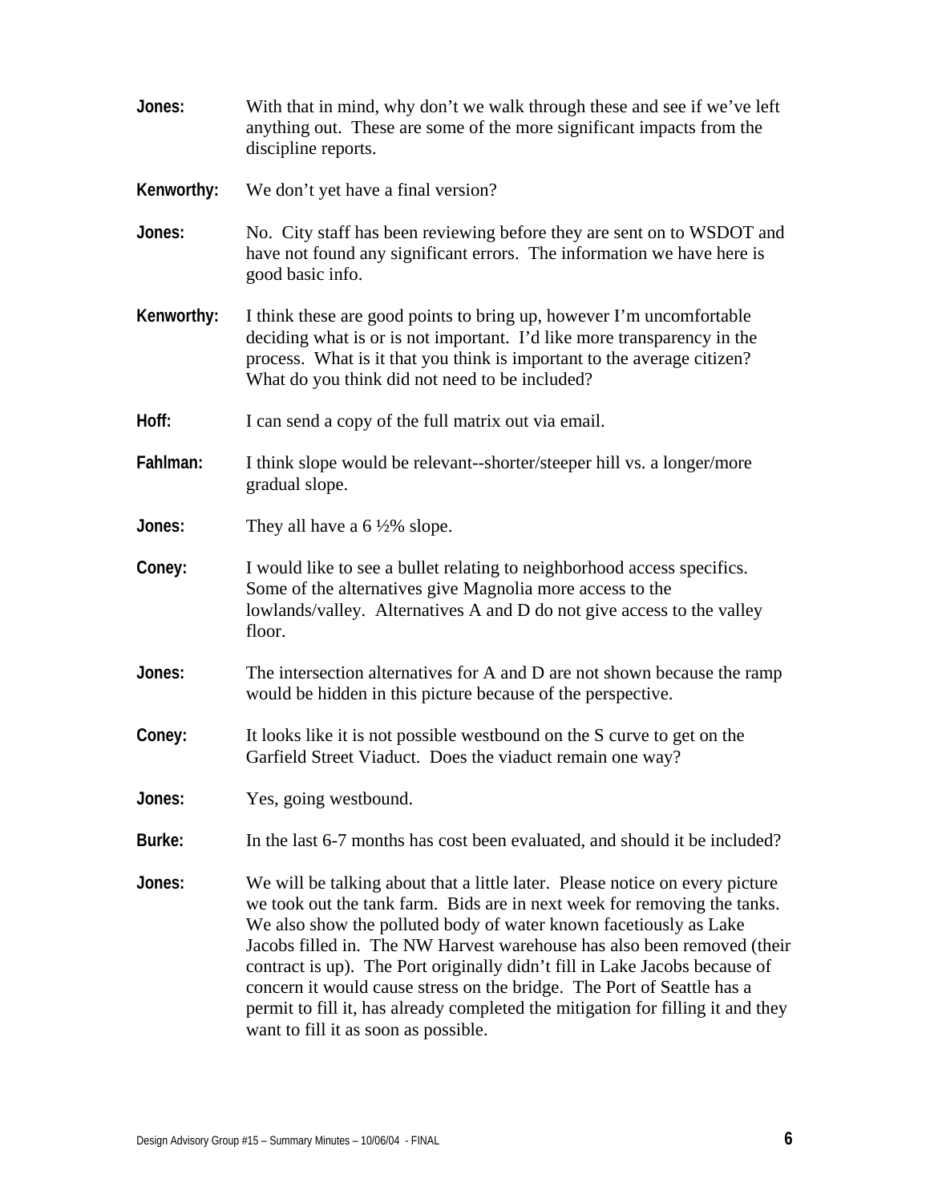**Jones:** With that in mind, why don't we walk through these and see if we've left anything out. These are some of the more significant impacts from the discipline reports.

**Kenworthy:** We don't yet have a final version?

**Jones:** No. City staff has been reviewing before they are sent on to WSDOT and have not found any significant errors. The information we have here is good basic info.

**Kenworthy:** I think these are good points to bring up, however I'm uncomfortable deciding what is or is not important. I'd like more transparency in the process. What is it that you think is important to the average citizen? What do you think did not need to be included?

**Hoff:** I can send a copy of the full matrix out via email.

**Fahlman:** I think slope would be relevant--shorter/steeper hill vs. a longer/more gradual slope.

**Jones:** They all have a 6 ½% slope.

**Coney:** I would like to see a bullet relating to neighborhood access specifics. Some of the alternatives give Magnolia more access to the lowlands/valley. Alternatives A and D do not give access to the valley floor.

**Jones:** The intersection alternatives for A and D are not shown because the ramp would be hidden in this picture because of the perspective.

**Coney:** It looks like it is not possible westbound on the S curve to get on the Garfield Street Viaduct. Does the viaduct remain one way?

**Jones:** Yes, going westbound.

**Burke:** In the last 6-7 months has cost been evaluated, and should it be included?

**Jones:** We will be talking about that a little later. Please notice on every picture we took out the tank farm. Bids are in next week for removing the tanks. We also show the polluted body of water known facetiously as Lake Jacobs filled in. The NW Harvest warehouse has also been removed (their contract is up). The Port originally didn't fill in Lake Jacobs because of concern it would cause stress on the bridge. The Port of Seattle has a permit to fill it, has already completed the mitigation for filling it and they want to fill it as soon as possible.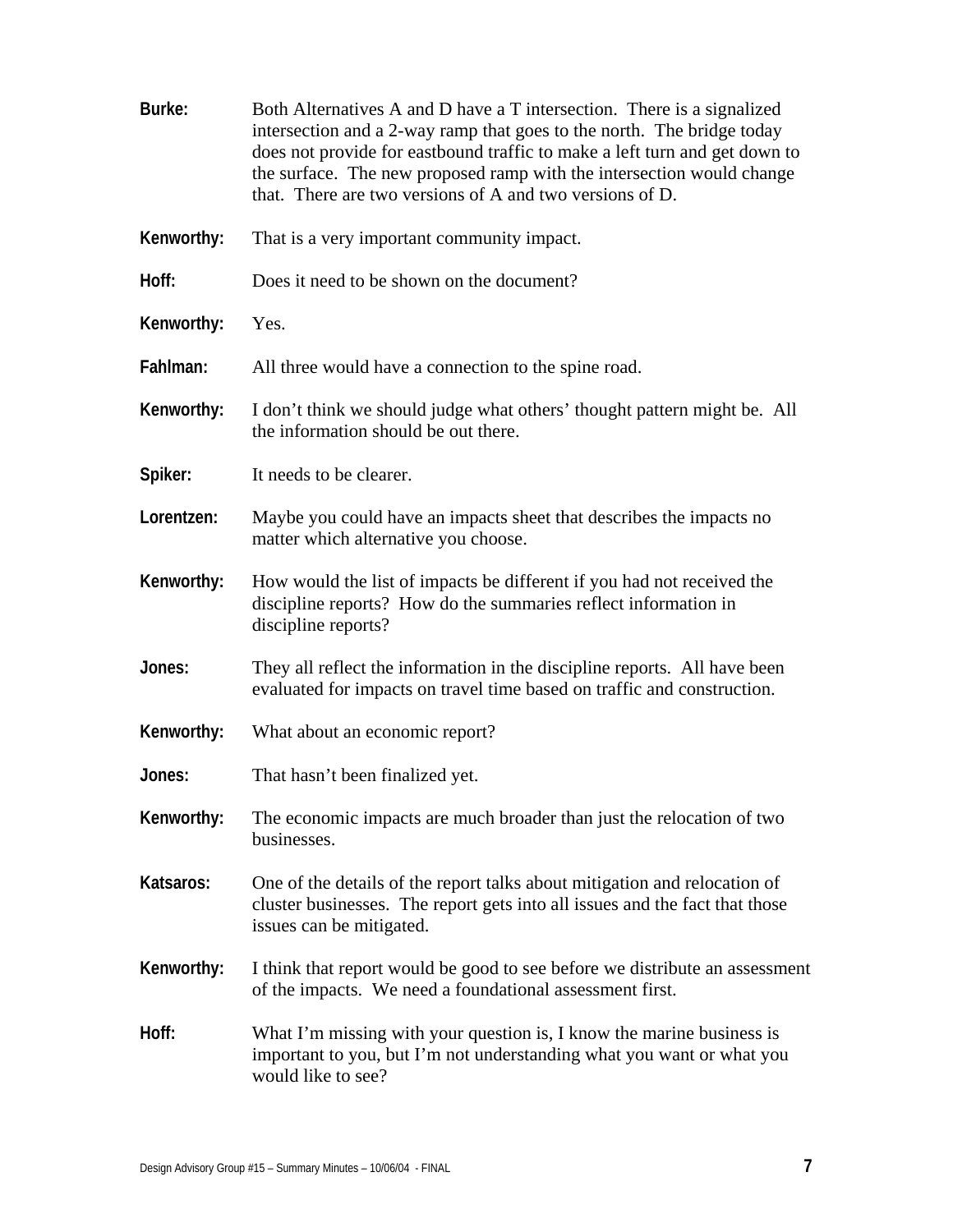**Burke:** Both Alternatives A and D have a T intersection. There is a signalized intersection and a 2-way ramp that goes to the north. The bridge today does not provide for eastbound traffic to make a left turn and get down to the surface. The new proposed ramp with the intersection would change that. There are two versions of A and two versions of D.

**Kenworthy:** That is a very important community impact.

**Hoff:** Does it need to be shown on the document?

**Kenworthy:** Yes.

**Fahlman:** All three would have a connection to the spine road.

**Kenworthy:** I don't think we should judge what others' thought pattern might be. All the information should be out there.

**Spiker:** It needs to be clearer.

**Lorentzen:** Maybe you could have an impacts sheet that describes the impacts no matter which alternative you choose.

**Kenworthy:** How would the list of impacts be different if you had not received the discipline reports? How do the summaries reflect information in discipline reports?

**Jones:** They all reflect the information in the discipline reports. All have been evaluated for impacts on travel time based on traffic and construction.

**Kenworthy:** What about an economic report?

**Jones:** That hasn't been finalized yet.

**Kenworthy:** The economic impacts are much broader than just the relocation of two businesses.

**Katsaros:** One of the details of the report talks about mitigation and relocation of cluster businesses. The report gets into all issues and the fact that those issues can be mitigated.

**Kenworthy:** I think that report would be good to see before we distribute an assessment of the impacts. We need a foundational assessment first.

**Hoff:** What I'm missing with your question is, I know the marine business is important to you, but I'm not understanding what you want or what you would like to see?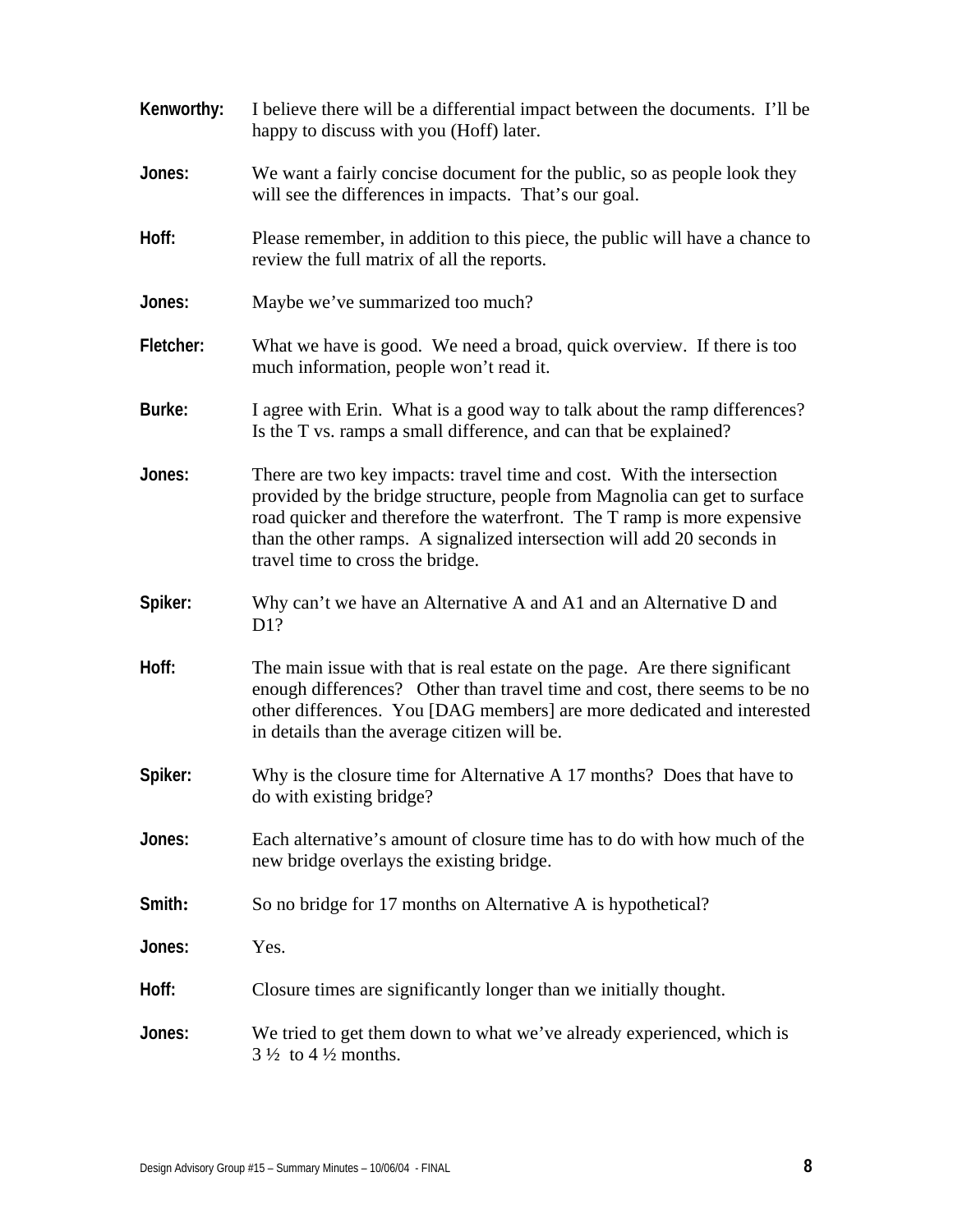**Kenworthy:** I believe there will be a differential impact between the documents. I'll be happy to discuss with you (Hoff) later.

**Jones:** We want a fairly concise document for the public, so as people look they will see the differences in impacts. That's our goal.

**Hoff:** Please remember, in addition to this piece, the public will have a chance to review the full matrix of all the reports.

**Jones:** Maybe we've summarized too much?

**Fletcher:** What we have is good. We need a broad, quick overview. If there is too much information, people won't read it.

**Burke:** I agree with Erin. What is a good way to talk about the ramp differences? Is the T vs. ramps a small difference, and can that be explained?

**Jones:** There are two key impacts: travel time and cost. With the intersection provided by the bridge structure, people from Magnolia can get to surface road quicker and therefore the waterfront. The T ramp is more expensive than the other ramps. A signalized intersection will add 20 seconds in travel time to cross the bridge.

**Spiker:** Why can't we have an Alternative A and A1 and an Alternative D and D1?

**Hoff:** The main issue with that is real estate on the page. Are there significant enough differences? Other than travel time and cost, there seems to be no other differences. You [DAG members] are more dedicated and interested in details than the average citizen will be.

**Spiker:** Why is the closure time for Alternative A 17 months? Does that have to do with existing bridge?

**Jones:** Each alternative's amount of closure time has to do with how much of the new bridge overlays the existing bridge.

**Smith:** So no bridge for 17 months on Alternative A is hypothetical?

**Jones:** Yes.

**Hoff:** Closure times are significantly longer than we initially thought.

**Jones:** We tried to get them down to what we've already experienced, which is 3 ½ to 4 ½ months.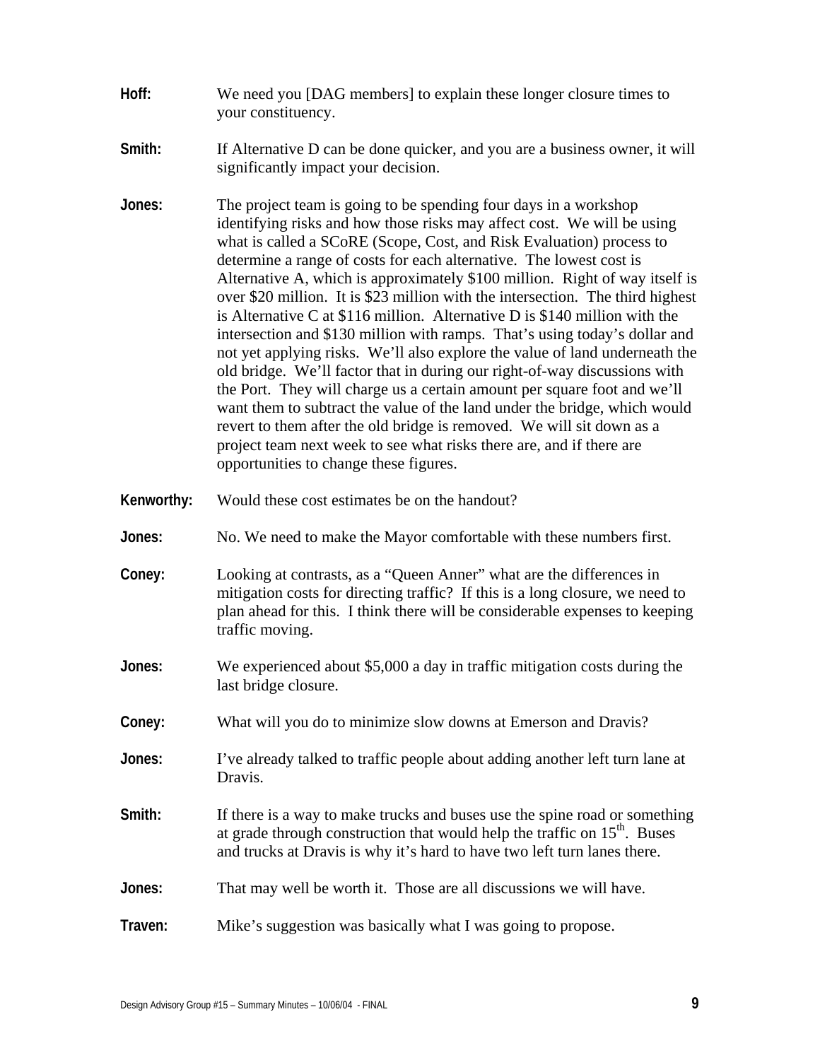**Hoff:** We need you [DAG members] to explain these longer closure times to your constituency.

**Smith:** If Alternative D can be done quicker, and you are a business owner, it will significantly impact your decision.

**Jones:** The project team is going to be spending four days in a workshop identifying risks and how those risks may affect cost. We will be using what is called a SCoRE (Scope, Cost, and Risk Evaluation) process to determine a range of costs for each alternative. The lowest cost is Alternative A, which is approximately $100 million. Right of way itself is over $20 million. It is $23 million with the intersection. The third highest is Alternative C at $116 million. Alternative D is $140 million with the intersection and $130 million with ramps. That's using today's dollar and not yet applying risks. We'll also explore the value of land underneath the old bridge. We'll factor that in during our right-of-way discussions with the Port. They will charge us a certain amount per square foot and we'll want them to subtract the value of the land under the bridge, which would revert to them after the old bridge is removed. We will sit down as a project team next week to see what risks there are, and if there are opportunities to change these figures.

**Kenworthy:** Would these cost estimates be on the handout?

**Jones:** No. We need to make the Mayor comfortable with these numbers first.

**Coney:** Looking at contrasts, as a "Queen Anner" what are the differences in mitigation costs for directing traffic? If this is a long closure, we need to plan ahead for this. I think there will be considerable expenses to keeping traffic moving.

**Jones:** We experienced about $5,000 a day in traffic mitigation costs during the last bridge closure.

**Coney:** What will you do to minimize slow downs at Emerson and Dravis?

**Jones:** I've already talked to traffic people about adding another left turn lane at Dravis.

**Smith:** If there is a way to make trucks and buses use the spine road or something at grade through construction that would help the traffic on 15th. Buses and trucks at Dravis is why it's hard to have two left turn lanes there.

**Jones:** That may well be worth it. Those are all discussions we will have.

**Traven:** Mike's suggestion was basically what I was going to propose.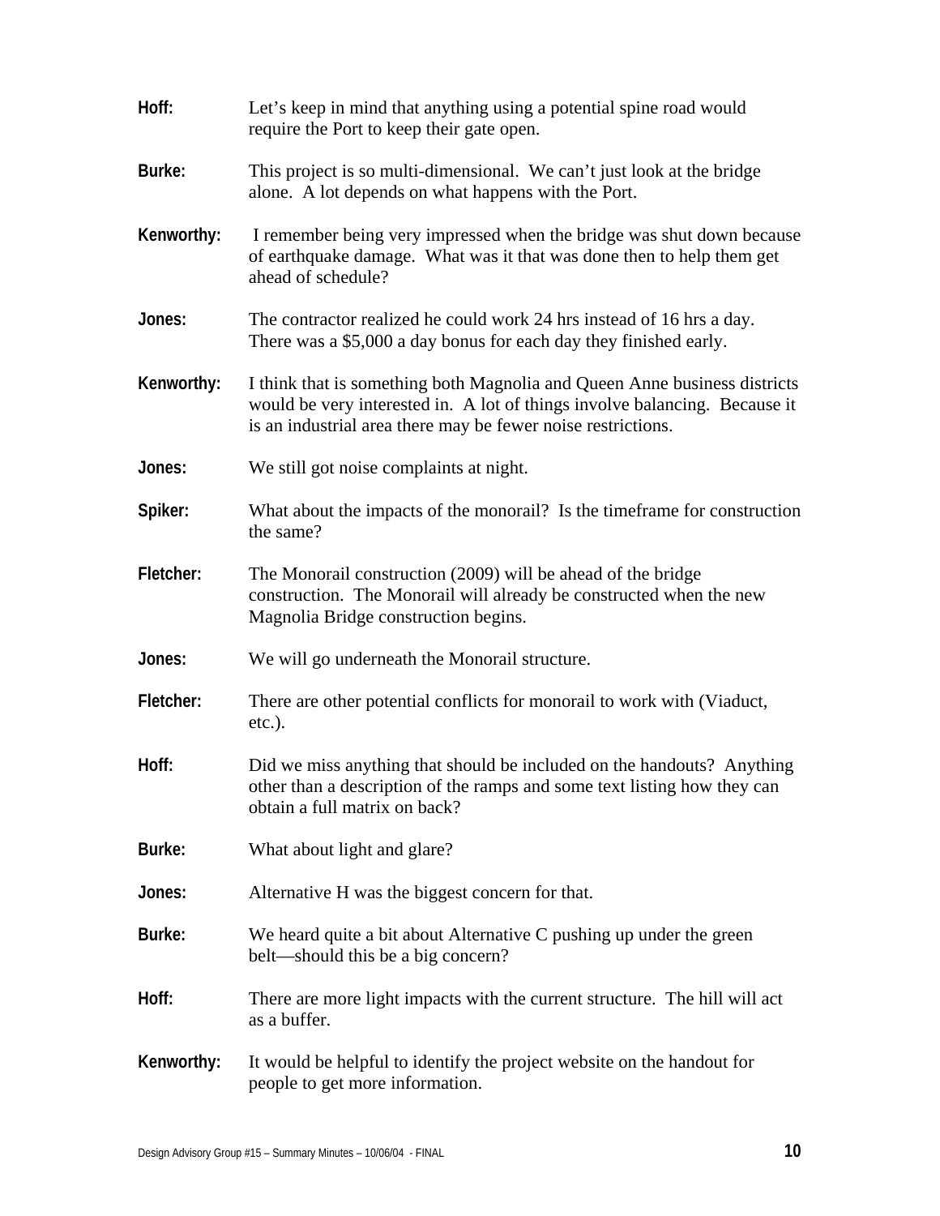**Hoff:** Let's keep in mind that anything using a potential spine road would require the Port to keep their gate open.

**Burke:** This project is so multi-dimensional. We can't just look at the bridge alone. A lot depends on what happens with the Port.

**Kenworthy:** I remember being very impressed when the bridge was shut down because of earthquake damage. What was it that was done then to help them get ahead of schedule?

**Jones:** The contractor realized he could work 24 hrs instead of 16 hrs a day. There was a $5,000 a day bonus for each day they finished early.

**Kenworthy:** I think that is something both Magnolia and Queen Anne business districts would be very interested in. A lot of things involve balancing. Because it is an industrial area there may be fewer noise restrictions.

**Jones:** We still got noise complaints at night.

**Spiker:** What about the impacts of the monorail? Is the timeframe for construction the same?

**Fletcher:** The Monorail construction (2009) will be ahead of the bridge construction. The Monorail will already be constructed when the new Magnolia Bridge construction begins.

**Jones:** We will go underneath the Monorail structure.

**Fletcher:** There are other potential conflicts for monorail to work with (Viaduct, etc.).

**Hoff:** Did we miss anything that should be included on the handouts? Anything other than a description of the ramps and some text listing how they can obtain a full matrix on back?

**Burke:** What about light and glare?

**Jones:** Alternative H was the biggest concern for that.

**Burke:** We heard quite a bit about Alternative C pushing up under the green belt—should this be a big concern?

**Hoff:** There are more light impacts with the current structure. The hill will act as a buffer.

**Kenworthy:** It would be helpful to identify the project website on the handout for people to get more information.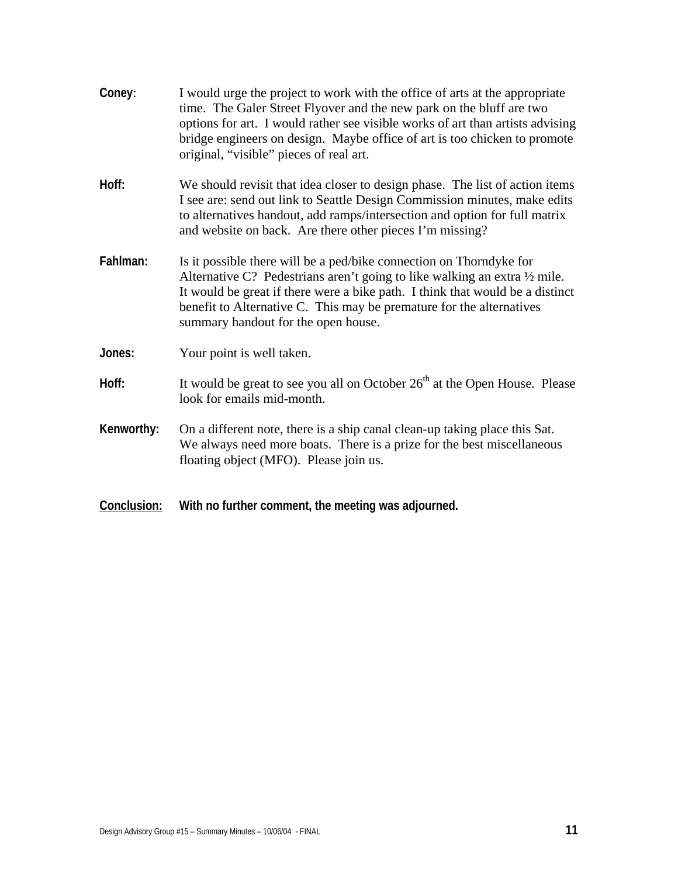**Coney**: I would urge the project to work with the office of arts at the appropriate time. The Galer Street Flyover and the new park on the bluff are two options for art. I would rather see visible works of art than artists advising bridge engineers on design. Maybe office of art is too chicken to promote original, "visible" pieces of real art.

**Hoff:** We should revisit that idea closer to design phase. The list of action items I see are: send out link to Seattle Design Commission minutes, make edits to alternatives handout, add ramps/intersection and option for full matrix and website on back. Are there other pieces I'm missing?

**Fahlman:** Is it possible there will be a ped/bike connection on Thorndyke for Alternative C? Pedestrians aren't going to like walking an extra ½ mile. It would be great if there were a bike path. I think that would be a distinct benefit to Alternative C. This may be premature for the alternatives summary handout for the open house.

**Jones:** Your point is well taken.

**Hoff:** It would be great to see you all on October 26th at the Open House. Please look for emails mid-month.

**Kenworthy:** On a different note, there is a ship canal clean-up taking place this Sat. We always need more boats. There is a prize for the best miscellaneous floating object (MFO). Please join us.

**Conclusion:** **With no further comment, the meeting was adjourned.**